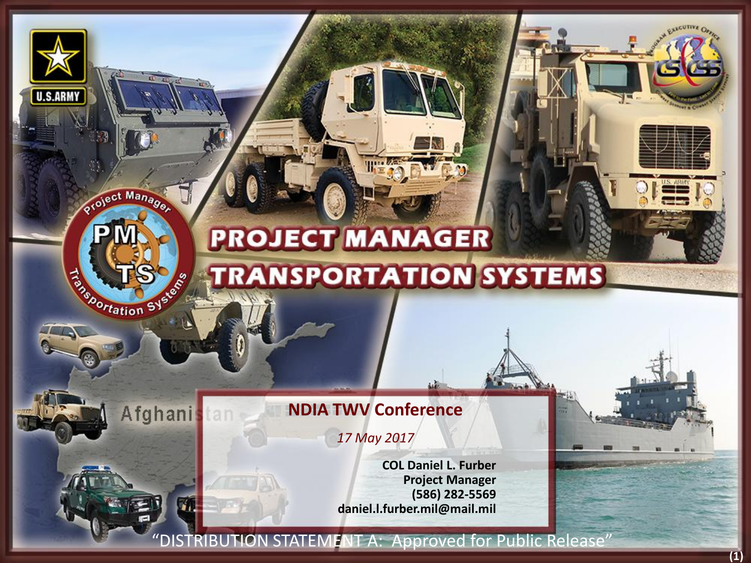# PROJECT MANAGER TRANSPORTATION SYSTEMS

**NDIA TWV Conference**

*17 May 2017*

**COL Daniel L. Furber**
**Project Manager**
**(586) 282-5569**
**daniel.l.furber.mil@mail.mil**

"DISTRIBUTION STATEMENT A: Approved for Public Release"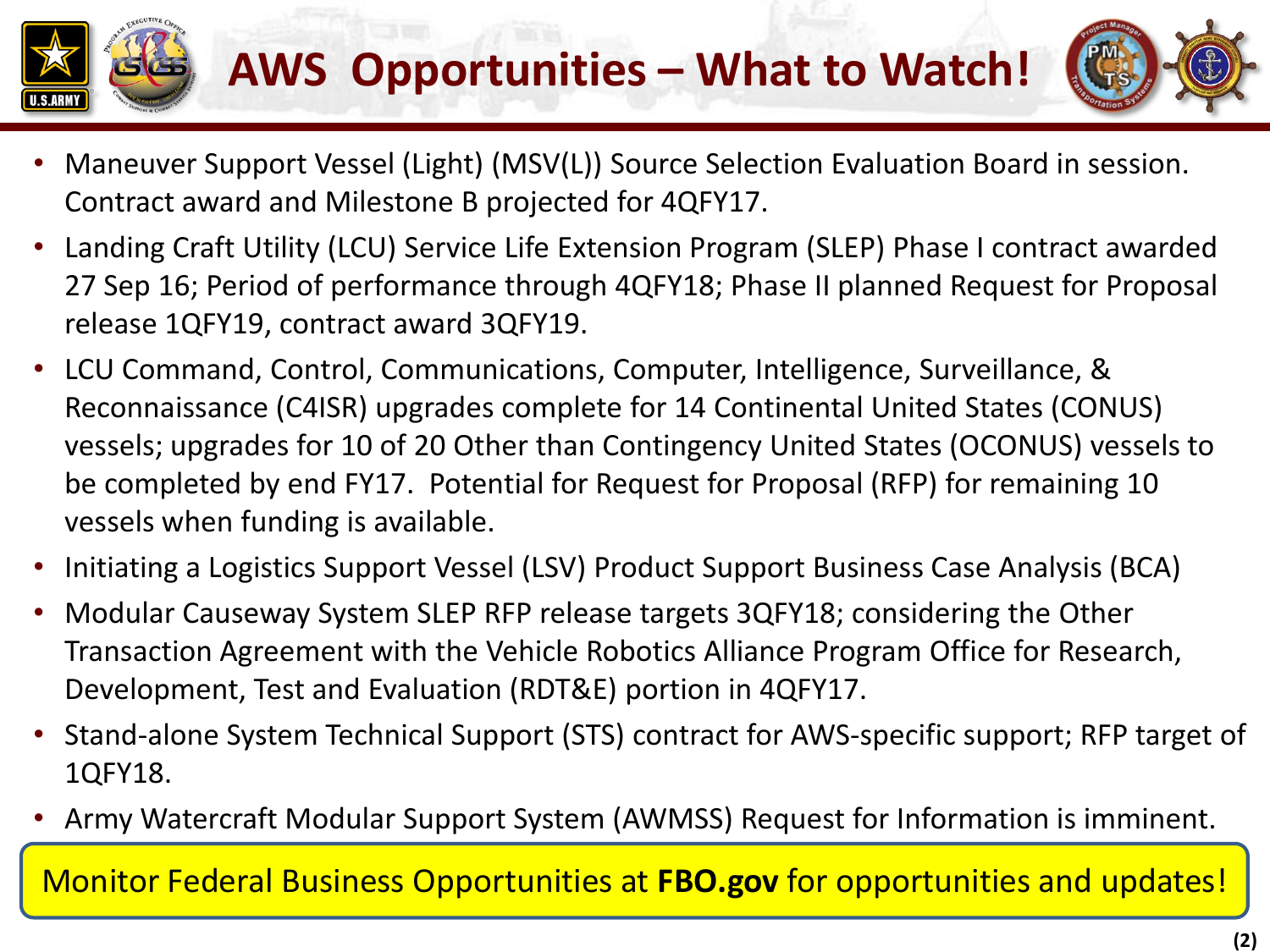# AWS Opportunities – What to Watch!

- Maneuver Support Vessel (Light) (MSV(L)) Source Selection Evaluation Board in session. Contract award and Milestone B projected for 4QFY17.
- Landing Craft Utility (LCU) Service Life Extension Program (SLEP) Phase I contract awarded 27 Sep 16; Period of performance through 4QFY18; Phase II planned Request for Proposal release 1QFY19, contract award 3QFY19.
- LCU Command, Control, Communications, Computer, Intelligence, Surveillance, & Reconnaissance (C4ISR) upgrades complete for 14 Continental United States (CONUS) vessels; upgrades for 10 of 20 Other than Contingency United States (OCONUS) vessels to be completed by end FY17. Potential for Request for Proposal (RFP) for remaining 10 vessels when funding is available.
- Initiating a Logistics Support Vessel (LSV) Product Support Business Case Analysis (BCA)
- Modular Causeway System SLEP RFP release targets 3QFY18; considering the Other Transaction Agreement with the Vehicle Robotics Alliance Program Office for Research, Development, Test and Evaluation (RDT&E) portion in 4QFY17.
- Stand-alone System Technical Support (STS) contract for AWS-specific support; RFP target of 1QFY18.
- Army Watercraft Modular Support System (AWMSS) Request for Information is imminent.

Monitor Federal Business Opportunities at **FBO.gov** for opportunities and updates!